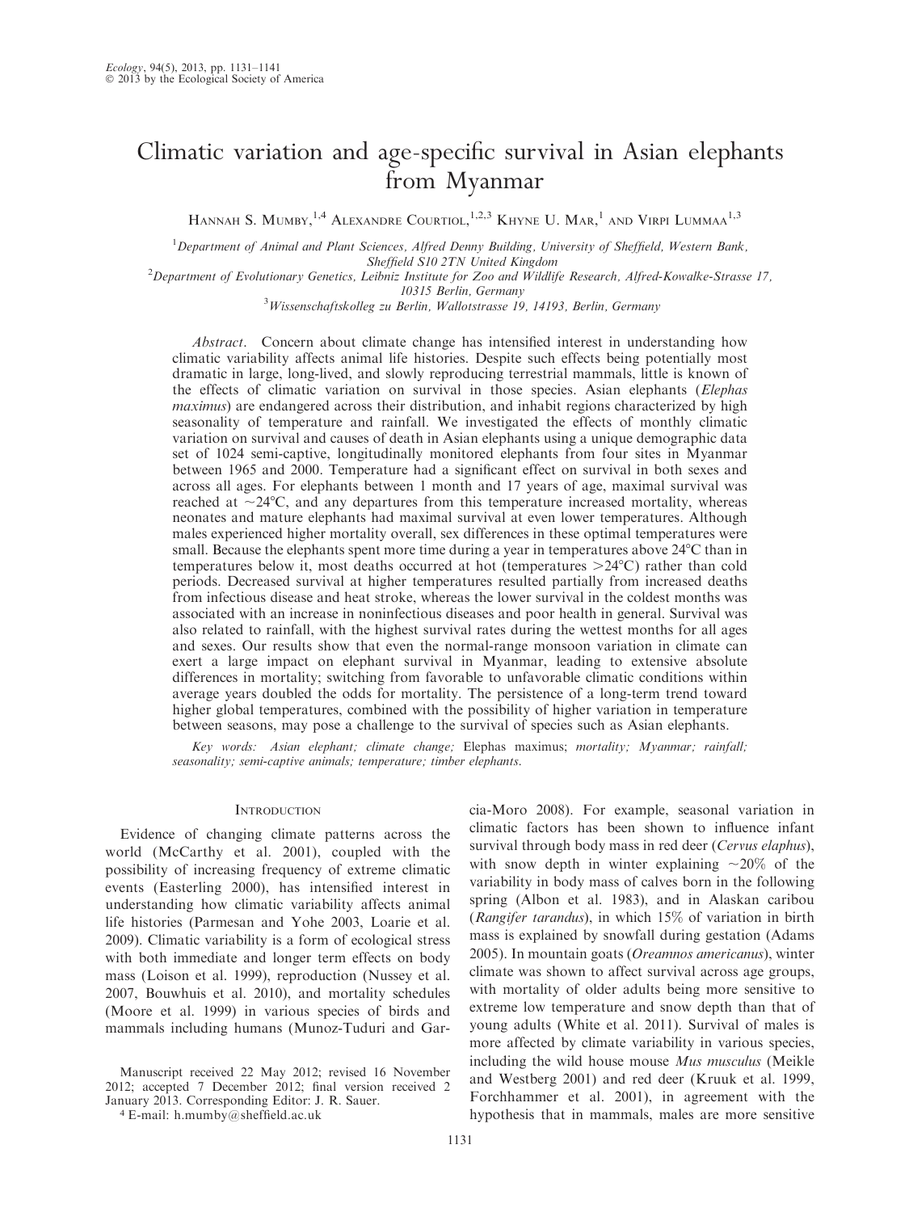# Climatic variation and age-specific survival in Asian elephants from Myanmar

Hannah S. Mumby,[1,4] Alexandre Courtiol,[1,2,3] Khyne U. Mar,[1] and Virpi Lummaa[1,3]

[1]Department of Animal and Plant Sciences, Alfred Denny Building, University of Sheffield, Western Bank, Sheffield S10 2TN United Kingdom

[2]Department of Evolutionary Genetics, Leibniz Institute for Zoo and Wildlife Research, Alfred-Kowalke-Strasse 17, 10315 Berlin, Germany

[3]Wissenschaftskolleg zu Berlin, Wallotstrasse 19, 14193, Berlin, Germany

*Abstract*. Concern about climate change has intensified interest in understanding how climatic variability affects animal life histories. Despite such effects being potentially most dramatic in large, long-lived, and slowly reproducing terrestrial mammals, little is known of the effects of climatic variation on survival in those species. Asian elephants (*Elephas maximus*) are endangered across their distribution, and inhabit regions characterized by high seasonality of temperature and rainfall. We investigated the effects of monthly climatic variation on survival and causes of death in Asian elephants using a unique demographic data set of 1024 semi-captive, longitudinally monitored elephants from four sites in Myanmar between 1965 and 2000. Temperature had a significant effect on survival in both sexes and across all ages. For elephants between 1 month and 17 years of age, maximal survival was reached at ~24°C, and any departures from this temperature increased mortality, whereas neonates and mature elephants had maximal survival at even lower temperatures. Although males experienced higher mortality overall, sex differences in these optimal temperatures were small. Because the elephants spent more time during a year in temperatures above 24°C than in temperatures below it, most deaths occurred at hot (temperatures >24°C) rather than cold periods. Decreased survival at higher temperatures resulted partially from increased deaths from infectious disease and heat stroke, whereas the lower survival in the coldest months was associated with an increase in noninfectious diseases and poor health in general. Survival was also related to rainfall, with the highest survival rates during the wettest months for all ages and sexes. Our results show that even the normal-range monsoon variation in climate can exert a large impact on elephant survival in Myanmar, leading to extensive absolute differences in mortality; switching from favorable to unfavorable climatic conditions within average years doubled the odds for mortality. The persistence of a long-term trend toward higher global temperatures, combined with the possibility of higher variation in temperature between seasons, may pose a challenge to the survival of species such as Asian elephants.

*Key words: Asian elephant; climate change;* Elephas maximus; *mortality; Myanmar; rainfall; seasonality; semi-captive animals; temperature; timber elephants.*

## Introduction

Evidence of changing climate patterns across the world (McCarthy et al. 2001), coupled with the possibility of increasing frequency of extreme climatic events (Easterling 2000), has intensified interest in understanding how climatic variability affects animal life histories (Parmesan and Yohe 2003, Loarie et al. 2009). Climatic variability is a form of ecological stress with both immediate and longer term effects on body mass (Loison et al. 1999), reproduction (Nussey et al. 2007, Bouwhuis et al. 2010), and mortality schedules (Moore et al. 1999) in various species of birds and mammals including humans (Munoz-Tuduri and Garcia-Moro 2008). For example, seasonal variation in climatic factors has been shown to influence infant survival through body mass in red deer (*Cervus elaphus*), with snow depth in winter explaining ~20% of the variability in body mass of calves born in the following spring (Albon et al. 1983), and in Alaskan caribou (*Rangifer tarandus*), in which 15% of variation in birth mass is explained by snowfall during gestation (Adams 2005). In mountain goats (*Oreamnos americanus*), winter climate was shown to affect survival across age groups, with mortality of older adults being more sensitive to extreme low temperature and snow depth than that of young adults (White et al. 2011). Survival of males is more affected by climate variability in various species, including the wild house mouse *Mus musculus* (Meikle and Westberg 2001) and red deer (Kruuk et al. 1999, Forchhammer et al. 2001), in agreement with the hypothesis that in mammals, males are more sensitive

Manuscript received 22 May 2012; revised 16 November 2012; accepted 7 December 2012; final version received 2 January 2013. Corresponding Editor: J. R. Sauer.

[4] E-mail: h.mumby@sheffield.ac.uk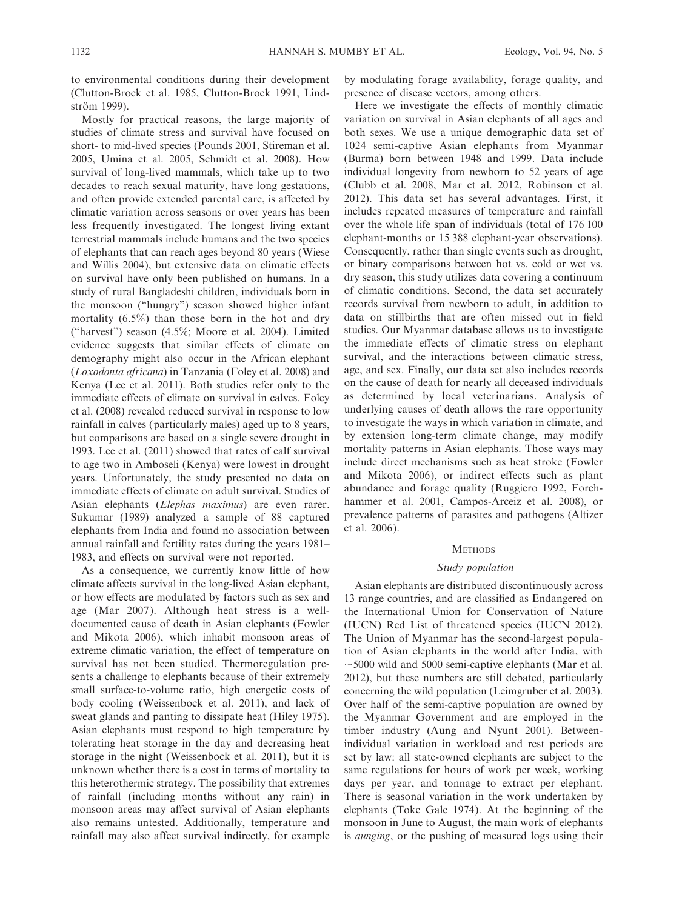to environmental conditions during their development (Clutton-Brock et al. 1985, Clutton-Brock 1991, Lindström 1999).

Mostly for practical reasons, the large majority of studies of climate stress and survival have focused on short- to mid-lived species (Pounds 2001, Stireman et al. 2005, Umina et al. 2005, Schmidt et al. 2008). How survival of long-lived mammals, which take up to two decades to reach sexual maturity, have long gestations, and often provide extended parental care, is affected by climatic variation across seasons or over years has been less frequently investigated. The longest living extant terrestrial mammals include humans and the two species of elephants that can reach ages beyond 80 years (Wiese and Willis 2004), but extensive data on climatic effects on survival have only been published on humans. In a study of rural Bangladeshi children, individuals born in the monsoon ("hungry") season showed higher infant mortality (6.5%) than those born in the hot and dry ("harvest") season (4.5%; Moore et al. 2004). Limited evidence suggests that similar effects of climate on demography might also occur in the African elephant (*Loxodonta africana*) in Tanzania (Foley et al. 2008) and Kenya (Lee et al. 2011). Both studies refer only to the immediate effects of climate on survival in calves. Foley et al. (2008) revealed reduced survival in response to low rainfall in calves (particularly males) aged up to 8 years, but comparisons are based on a single severe drought in 1993. Lee et al. (2011) showed that rates of calf survival to age two in Amboseli (Kenya) were lowest in drought years. Unfortunately, the study presented no data on immediate effects of climate on adult survival. Studies of Asian elephants (*Elephas maximus*) are even rarer. Sukumar (1989) analyzed a sample of 88 captured elephants from India and found no association between annual rainfall and fertility rates during the years 1981–1983, and effects on survival were not reported.

As a consequence, we currently know little of how climate affects survival in the long-lived Asian elephant, or how effects are modulated by factors such as sex and age (Mar 2007). Although heat stress is a well-documented cause of death in Asian elephants (Fowler and Mikota 2006), which inhabit monsoon areas of extreme climatic variation, the effect of temperature on survival has not been studied. Thermoregulation presents a challenge to elephants because of their extremely small surface-to-volume ratio, high energetic costs of body cooling (Weissenbock et al. 2011), and lack of sweat glands and panting to dissipate heat (Hiley 1975). Asian elephants must respond to high temperature by tolerating heat storage in the day and decreasing heat storage in the night (Weissenbock et al. 2011), but it is unknown whether there is a cost in terms of mortality to this heterothermic strategy. The possibility that extremes of rainfall (including months without any rain) in monsoon areas may affect survival of Asian elephants also remains untested. Additionally, temperature and rainfall may also affect survival indirectly, for example by modulating forage availability, forage quality, and presence of disease vectors, among others.

Here we investigate the effects of monthly climatic variation on survival in Asian elephants of all ages and both sexes. We use a unique demographic data set of 1024 semi-captive Asian elephants from Myanmar (Burma) born between 1948 and 1999. Data include individual longevity from newborn to 52 years of age (Clubb et al. 2008, Mar et al. 2012, Robinson et al. 2012). This data set has several advantages. First, it includes repeated measures of temperature and rainfall over the whole life span of individuals (total of 176 100 elephant-months or 15 388 elephant-year observations). Consequently, rather than single events such as drought, or binary comparisons between hot vs. cold or wet vs. dry season, this study utilizes data covering a continuum of climatic conditions. Second, the data set accurately records survival from newborn to adult, in addition to data on stillbirths that are often missed out in field studies. Our Myanmar database allows us to investigate the immediate effects of climatic stress on elephant survival, and the interactions between climatic stress, age, and sex. Finally, our data set also includes records on the cause of death for nearly all deceased individuals as determined by local veterinarians. Analysis of underlying causes of death allows the rare opportunity to investigate the ways in which variation in climate, and by extension long-term climate change, may modify mortality patterns in Asian elephants. Those ways may include direct mechanisms such as heat stroke (Fowler and Mikota 2006), or indirect effects such as plant abundance and forage quality (Ruggiero 1992, Forchhammer et al. 2001, Campos-Arceiz et al. 2008), or prevalence patterns of parasites and pathogens (Altizer et al. 2006).

## Methods

### Study population

Asian elephants are distributed discontinuously across 13 range countries, and are classified as Endangered on the International Union for Conservation of Nature (IUCN) Red List of threatened species (IUCN 2012). The Union of Myanmar has the second-largest population of Asian elephants in the world after India, with ~5000 wild and 5000 semi-captive elephants (Mar et al. 2012), but these numbers are still debated, particularly concerning the wild population (Leimgruber et al. 2003). Over half of the semi-captive population are owned by the Myanmar Government and are employed in the timber industry (Aung and Nyunt 2001). Between-individual variation in workload and rest periods are set by law: all state-owned elephants are subject to the same regulations for hours of work per week, working days per year, and tonnage to extract per elephant. There is seasonal variation in the work undertaken by elephants (Toke Gale 1974). At the beginning of the monsoon in June to August, the main work of elephants is *aunging*, or the pushing of measured logs using their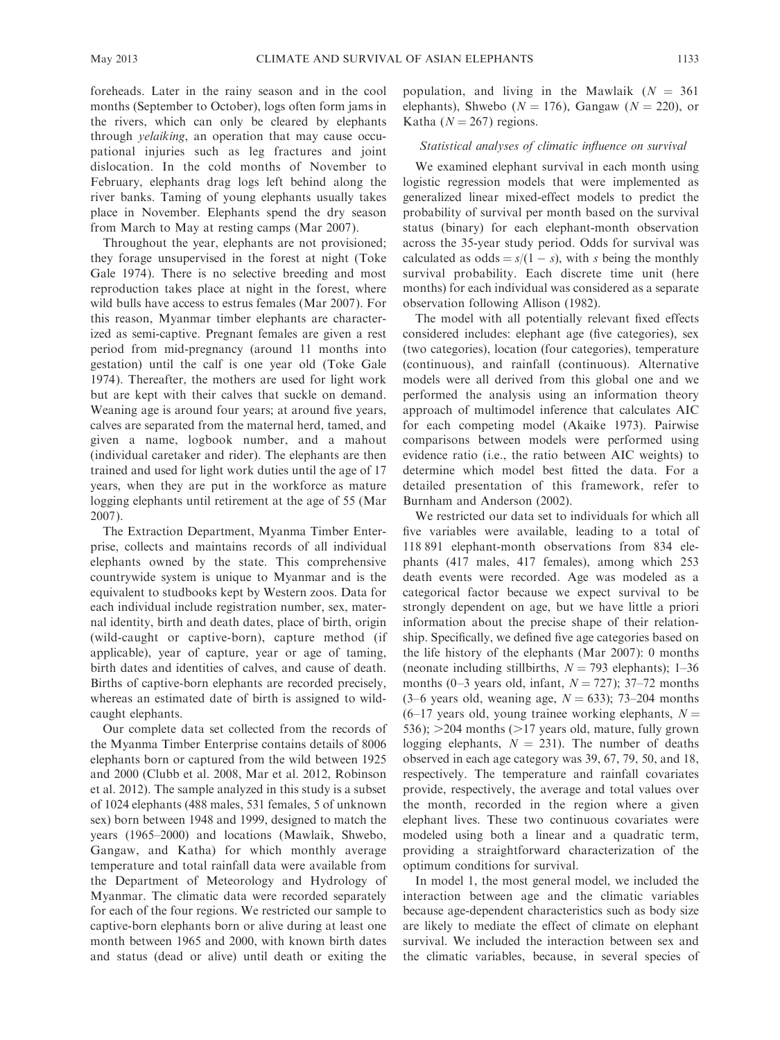foreheads. Later in the rainy season and in the cool months (September to October), logs often form jams in the rivers, which can only be cleared by elephants through *yelaiking*, an operation that may cause occupational injuries such as leg fractures and joint dislocation. In the cold months of November to February, elephants drag logs left behind along the river banks. Taming of young elephants usually takes place in November. Elephants spend the dry season from March to May at resting camps (Mar 2007).

Throughout the year, elephants are not provisioned; they forage unsupervised in the forest at night (Toke Gale 1974). There is no selective breeding and most reproduction takes place at night in the forest, where wild bulls have access to estrus females (Mar 2007). For this reason, Myanmar timber elephants are characterized as semi-captive. Pregnant females are given a rest period from mid-pregnancy (around 11 months into gestation) until the calf is one year old (Toke Gale 1974). Thereafter, the mothers are used for light work but are kept with their calves that suckle on demand. Weaning age is around four years; at around five years, calves are separated from the maternal herd, tamed, and given a name, logbook number, and a mahout (individual caretaker and rider). The elephants are then trained and used for light work duties until the age of 17 years, when they are put in the workforce as mature logging elephants until retirement at the age of 55 (Mar 2007).

The Extraction Department, Myanma Timber Enterprise, collects and maintains records of all individual elephants owned by the state. This comprehensive countrywide system is unique to Myanmar and is the equivalent to studbooks kept by Western zoos. Data for each individual include registration number, sex, maternal identity, birth and death dates, place of birth, origin (wild-caught or captive-born), capture method (if applicable), year of capture, year or age of taming, birth dates and identities of calves, and cause of death. Births of captive-born elephants are recorded precisely, whereas an estimated date of birth is assigned to wild-caught elephants.

Our complete data set collected from the records of the Myanma Timber Enterprise contains details of 8006 elephants born or captured from the wild between 1925 and 2000 (Clubb et al. 2008, Mar et al. 2012, Robinson et al. 2012). The sample analyzed in this study is a subset of 1024 elephants (488 males, 531 females, 5 of unknown sex) born between 1948 and 1999, designed to match the years (1965–2000) and locations (Mawlaik, Shwebo, Gangaw, and Katha) for which monthly average temperature and total rainfall data were available from the Department of Meteorology and Hydrology of Myanmar. The climatic data were recorded separately for each of the four regions. We restricted our sample to captive-born elephants born or alive during at least one month between 1965 and 2000, with known birth dates and status (dead or alive) until death or exiting the population, and living in the Mawlaik ($N = 361$ elephants), Shwebo ($N = 176$), Gangaw ($N = 220$), or Katha ($N = 267$) regions.

### *Statistical analyses of climatic influence on survival*

We examined elephant survival in each month using logistic regression models that were implemented as generalized linear mixed-effect models to predict the probability of survival per month based on the survival status (binary) for each elephant-month observation across the 35-year study period. Odds for survival was calculated as odds $= s/(1 - s)$, with $s$ being the monthly survival probability. Each discrete time unit (here months) for each individual was considered as a separate observation following Allison (1982).

The model with all potentially relevant fixed effects considered includes: elephant age (five categories), sex (two categories), location (four categories), temperature (continuous), and rainfall (continuous). Alternative models were all derived from this global one and we performed the analysis using an information theory approach of multimodel inference that calculates AIC for each competing model (Akaike 1973). Pairwise comparisons between models were performed using evidence ratio (i.e., the ratio between AIC weights) to determine which model best fitted the data. For a detailed presentation of this framework, refer to Burnham and Anderson (2002).

We restricted our data set to individuals for which all five variables were available, leading to a total of 118 891 elephant-month observations from 834 elephants (417 males, 417 females), among which 253 death events were recorded. Age was modeled as a categorical factor because we expect survival to be strongly dependent on age, but we have little a priori information about the precise shape of their relationship. Specifically, we defined five age categories based on the life history of the elephants (Mar 2007): 0 months (neonate including stillbirths, $N = 793$ elephants); 1–36 months (0–3 years old, infant, $N = 727$); 37–72 months (3–6 years old, weaning age, $N = 633$); 73–204 months (6–17 years old, young trainee working elephants, $N = 536$); $>$204 months ($>$17 years old, mature, fully grown logging elephants, $N = 231$). The number of deaths observed in each age category was 39, 67, 79, 50, and 18, respectively. The temperature and rainfall covariates provide, respectively, the average and total values over the month, recorded in the region where a given elephant lives. These two continuous covariates were modeled using both a linear and a quadratic term, providing a straightforward characterization of the optimum conditions for survival.

In model 1, the most general model, we included the interaction between age and the climatic variables because age-dependent characteristics such as body size are likely to mediate the effect of climate on elephant survival. We included the interaction between sex and the climatic variables, because, in several species of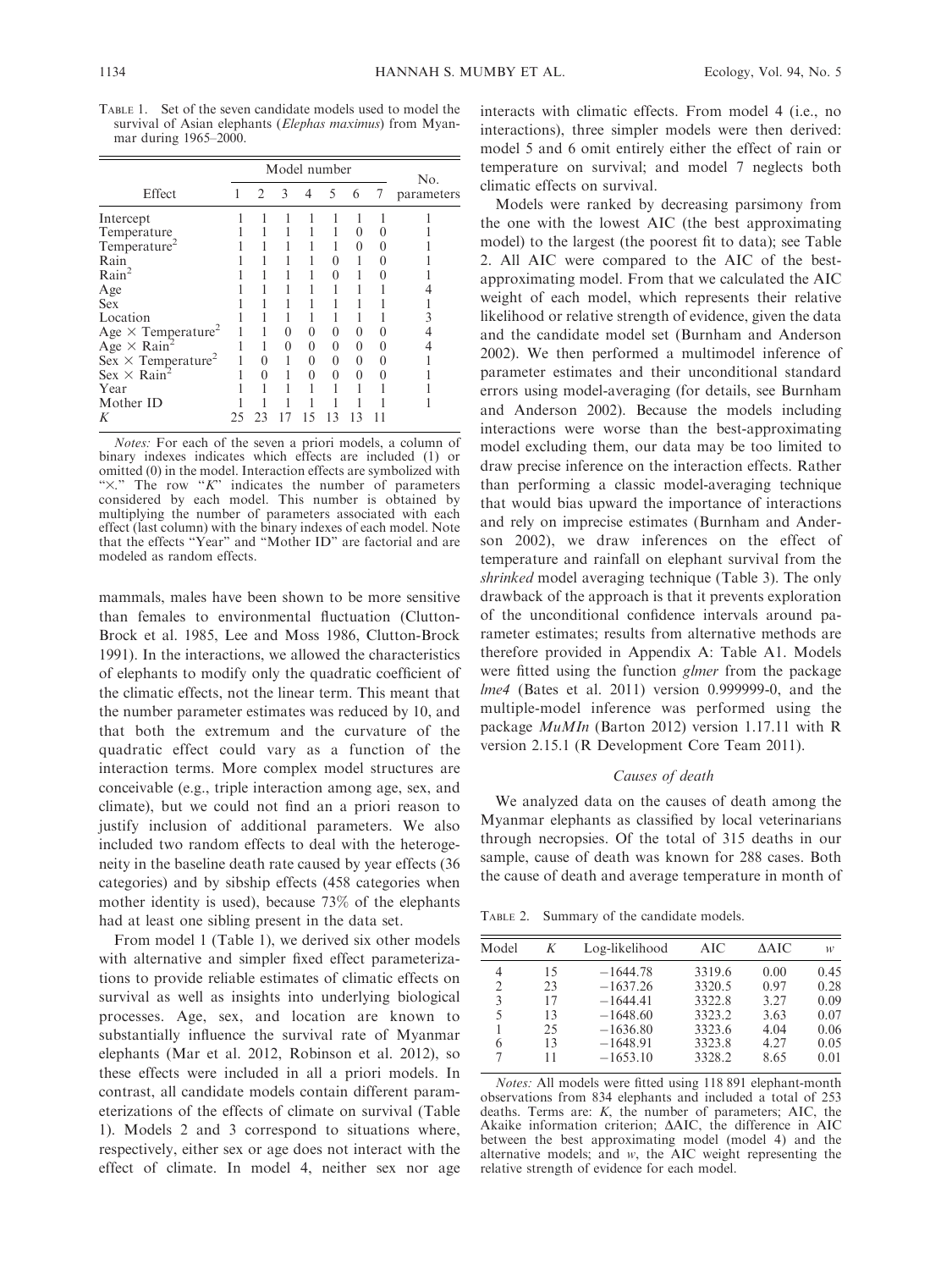TABLE 1. Set of the seven candidate models used to model the survival of Asian elephants (*Elephas maximus*) from Myanmar during 1965–2000.

| Effect | Model number | | | | | | | No. parameters |
|---|---|---|---|---|---|---|---|---|
| | 1 | 2 | 3 | 4 | 5 | 6 | 7 | |
| Intercept | 1 | 1 | 1 | 1 | 1 | 1 | 1 | 1 |
| Temperature | 1 | 1 | 1 | 1 | 1 | 0 | 0 | 1 |
| Temperature$^2$ | 1 | 1 | 1 | 1 | 1 | 0 | 0 | 1 |
| Rain | 1 | 1 | 1 | 1 | 0 | 1 | 0 | 1 |
| Rain$^2$ | 1 | 1 | 1 | 1 | 0 | 1 | 0 | 1 |
| Age | 1 | 1 | 1 | 1 | 1 | 1 | 1 | 4 |
| Sex | 1 | 1 | 1 | 1 | 1 | 1 | 1 | 1 |
| Location | 1 | 1 | 1 | 1 | 1 | 1 | 1 | 3 |
| Age × Temperature$^2$ | 1 | 1 | 0 | 0 | 0 | 0 | 0 | 4 |
| Age × Rain$^2$ | 1 | 1 | 0 | 0 | 0 | 0 | 0 | 4 |
| Sex × Temperature$^2$ | 1 | 0 | 1 | 0 | 0 | 0 | 0 | 1 |
| Sex × Rain$^2$ | 1 | 0 | 1 | 0 | 0 | 0 | 0 | 1 |
| Year | 1 | 1 | 1 | 1 | 1 | 1 | 1 | 1 |
| Mother ID | 1 | 1 | 1 | 1 | 1 | 1 | 1 | 1 |
| $K$ | 25 | 23 | 17 | 15 | 13 | 13 | 11 | |

*Notes:* For each of the seven a priori models, a column of binary indexes indicates which effects are included (1) or omitted (0) in the model. Interaction effects are symbolized with "×." The row "$K$" indicates the number of parameters considered by each model. This number is obtained by multiplying the number of parameters associated with each effect (last column) with the binary indexes of each model. Note that the effects "Year" and "Mother ID" are factorial and are modeled as random effects.

mammals, males have been shown to be more sensitive than females to environmental fluctuation (Clutton-Brock et al. 1985, Lee and Moss 1986, Clutton-Brock 1991). In the interactions, we allowed the characteristics of elephants to modify only the quadratic coefficient of the climatic effects, not the linear term. This meant that the number parameter estimates was reduced by 10, and that both the extremum and the curvature of the quadratic effect could vary as a function of the interaction terms. More complex model structures are conceivable (e.g., triple interaction among age, sex, and climate), but we could not find an a priori reason to justify inclusion of additional parameters. We also included two random effects to deal with the heterogeneity in the baseline death rate caused by year effects (36 categories) and by sibship effects (458 categories when mother identity is used), because 73% of the elephants had at least one sibling present in the data set.

From model 1 (Table 1), we derived six other models with alternative and simpler fixed effect parameterizations to provide reliable estimates of climatic effects on survival as well as insights into underlying biological processes. Age, sex, and location are known to substantially influence the survival rate of Myanmar elephants (Mar et al. 2012, Robinson et al. 2012), so these effects were included in all a priori models. In contrast, all candidate models contain different parameterizations of the effects of climate on survival (Table 1). Models 2 and 3 correspond to situations where, respectively, either sex or age does not interact with the effect of climate. In model 4, neither sex nor age interacts with climatic effects. From model 4 (i.e., no interactions), three simpler models were then derived: model 5 and 6 omit entirely either the effect of rain or temperature on survival; and model 7 neglects both climatic effects on survival.

Models were ranked by decreasing parsimony from the one with the lowest AIC (the best approximating model) to the largest (the poorest fit to data); see Table 2. All AIC were compared to the AIC of the best-approximating model. From that we calculated the AIC weight of each model, which represents their relative likelihood or relative strength of evidence, given the data and the candidate model set (Burnham and Anderson 2002). We then performed a multimodel inference of parameter estimates and their unconditional standard errors using model-averaging (for details, see Burnham and Anderson 2002). Because the models including interactions were worse than the best-approximating model excluding them, our data may be too limited to draw precise inference on the interaction effects. Rather than performing a classic model-averaging technique that would bias upward the importance of interactions and rely on imprecise estimates (Burnham and Anderson 2002), we draw inferences on the effect of temperature and rainfall on elephant survival from the *shrinked* model averaging technique (Table 3). The only drawback of the approach is that it prevents exploration of the unconditional confidence intervals around parameter estimates; results from alternative methods are therefore provided in Appendix A: Table A1. Models were fitted using the function *glmer* from the package *lme4* (Bates et al. 2011) version 0.999999-0, and the multiple-model inference was performed using the package *MuMIn* (Barton 2012) version 1.17.11 with R version 2.15.1 (R Development Core Team 2011).

### *Causes of death*

We analyzed data on the causes of death among the Myanmar elephants as classified by local veterinarians through necropsies. Of the total of 315 deaths in our sample, cause of death was known for 288 cases. Both the cause of death and average temperature in month of

TABLE 2. Summary of the candidate models.

| Model | $K$ | Log-likelihood | AIC | ΔAIC | $w$ |
|---|---|---|---|---|---|
| 4 | 15 | −1644.78 | 3319.6 | 0.00 | 0.45 |
| 2 | 23 | −1637.26 | 3320.5 | 0.97 | 0.28 |
| 3 | 17 | −1644.41 | 3322.8 | 3.27 | 0.09 |
| 5 | 13 | −1648.60 | 3323.2 | 3.63 | 0.07 |
| 1 | 25 | −1636.80 | 3323.6 | 4.04 | 0.06 |
| 6 | 13 | −1648.91 | 3323.8 | 4.27 | 0.05 |
| 7 | 11 | −1653.10 | 3328.2 | 8.65 | 0.01 |

*Notes:* All models were fitted using 118 891 elephant-month observations from 834 elephants and included a total of 253 deaths. Terms are: $K$, the number of parameters; AIC, the Akaike information criterion; ΔAIC, the difference in AIC between the best approximating model (model 4) and the alternative models; and $w$, the AIC weight representing the relative strength of evidence for each model.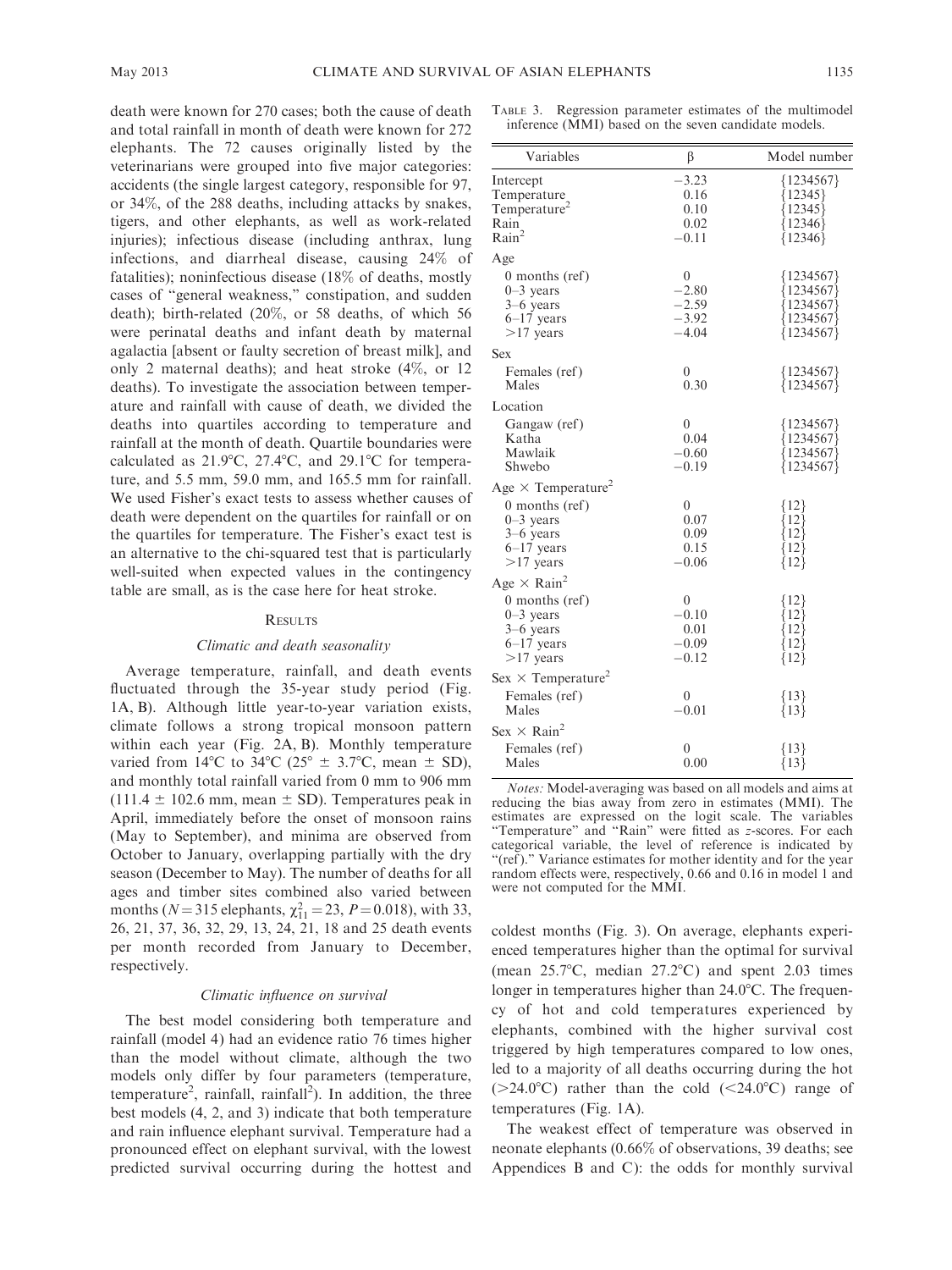death were known for 270 cases; both the cause of death and total rainfall in month of death were known for 272 elephants. The 72 causes originally listed by the veterinarians were grouped into five major categories: accidents (the single largest category, responsible for 97, or 34%, of the 288 deaths, including attacks by snakes, tigers, and other elephants, as well as work-related injuries); infectious disease (including anthrax, lung infections, and diarrheal disease, causing 24% of fatalities); noninfectious disease (18% of deaths, mostly cases of "general weakness," constipation, and sudden death); birth-related (20%, or 58 deaths, of which 56 were perinatal deaths and infant death by maternal agalactia [absent or faulty secretion of breast milk], and only 2 maternal deaths); and heat stroke (4%, or 12 deaths). To investigate the association between temperature and rainfall with cause of death, we divided the deaths into quartiles according to temperature and rainfall at the month of death. Quartile boundaries were calculated as 21.9°C, 27.4°C, and 29.1°C for temperature, and 5.5 mm, 59.0 mm, and 165.5 mm for rainfall. We used Fisher's exact tests to assess whether causes of death were dependent on the quartiles for rainfall or on the quartiles for temperature. The Fisher's exact test is an alternative to the chi-squared test that is particularly well-suited when expected values in the contingency table are small, as is the case here for heat stroke.

## Results

### Climatic and death seasonality

Average temperature, rainfall, and death events fluctuated through the 35-year study period (Fig. 1A, B). Although little year-to-year variation exists, climate follows a strong tropical monsoon pattern within each year (Fig. 2A, B). Monthly temperature varied from 14°C to 34°C (25° ± 3.7°C, mean ± SD), and monthly total rainfall varied from 0 mm to 906 mm (111.4 ± 102.6 mm, mean ± SD). Temperatures peak in April, immediately before the onset of monsoon rains (May to September), and minima are observed from October to January, overlapping partially with the dry season (December to May). The number of deaths for all ages and timber sites combined also varied between months ($N = 315$ elephants, $\chi^2_{11} = 23$, $P = 0.018$), with 33, 26, 21, 37, 36, 32, 29, 13, 24, 21, 18 and 25 death events per month recorded from January to December, respectively.

### Climatic influence on survival

The best model considering both temperature and rainfall (model 4) had an evidence ratio 76 times higher than the model without climate, although the two models only differ by four parameters (temperature, temperature$^2$, rainfall, rainfall$^2$). In addition, the three best models (4, 2, and 3) indicate that both temperature and rain influence elephant survival. Temperature had a pronounced effect on elephant survival, with the lowest predicted survival occurring during the hottest and coldest months (Fig. 3). On average, elephants experienced temperatures higher than the optimal for survival (mean 25.7°C, median 27.2°C) and spent 2.03 times longer in temperatures higher than 24.0°C. The frequency of hot and cold temperatures experienced by elephants, combined with the higher survival cost triggered by high temperatures compared to low ones, led to a majority of all deaths occurring during the hot (>24.0°C) rather than the cold (<24.0°C) range of temperatures (Fig. 1A).

The weakest effect of temperature was observed in neonate elephants (0.66% of observations, 39 deaths; see Appendices B and C): the odds for monthly survival

Table 3. Regression parameter estimates of the multimodel inference (MMI) based on the seven candidate models.

| Variables | β | Model number |
|---|---|---|
| Intercept | −3.23 | {1234567} |
| Temperature | 0.16 | {12345} |
| Temperature$^2$ | 0.10 | {12345} |
| Rain | 0.02 | {12346} |
| Rain$^2$ | −0.11 | {12346} |
| **Age** | | |
| 0 months (ref) | 0 | {1234567} |
| 0–3 years | −2.80 | {1234567} |
| 3–6 years | −2.59 | {1234567} |
| 6–17 years | −3.92 | {1234567} |
| >17 years | −4.04 | {1234567} |
| **Sex** | | |
| Females (ref) | 0 | {1234567} |
| Males | 0.30 | {1234567} |
| **Location** | | |
| Gangaw (ref) | 0 | {1234567} |
| Katha | 0.04 | {1234567} |
| Mawlaik | −0.60 | {1234567} |
| Shwebo | −0.19 | {1234567} |
| **Age × Temperature$^2$** | | |
| 0 months (ref) | 0 | {12} |
| 0–3 years | 0.07 | {12} |
| 3–6 years | 0.09 | {12} |
| 6–17 years | 0.15 | {12} |
| >17 years | −0.06 | {12} |
| **Age × Rain$^2$** | | |
| 0 months (ref) | 0 | {12} |
| 0–3 years | −0.10 | {12} |
| 3–6 years | 0.01 | {12} |
| 6–17 years | −0.09 | {12} |
| >17 years | −0.12 | {12} |
| **Sex × Temperature$^2$** | | |
| Females (ref) | 0 | {13} |
| Males | −0.01 | {13} |
| **Sex × Rain$^2$** | | |
| Females (ref) | 0 | {13} |
| Males | 0.00 | {13} |

*Notes:* Model-averaging was based on all models and aims at reducing the bias away from zero in estimates (MMI). The estimates are expressed on the logit scale. The variables "Temperature" and "Rain" were fitted as z-scores. For each categorical variable, the level of reference is indicated by "(ref)." Variance estimates for mother identity and for the year random effects were, respectively, 0.66 and 0.16 in model 1 and were not computed for the MMI.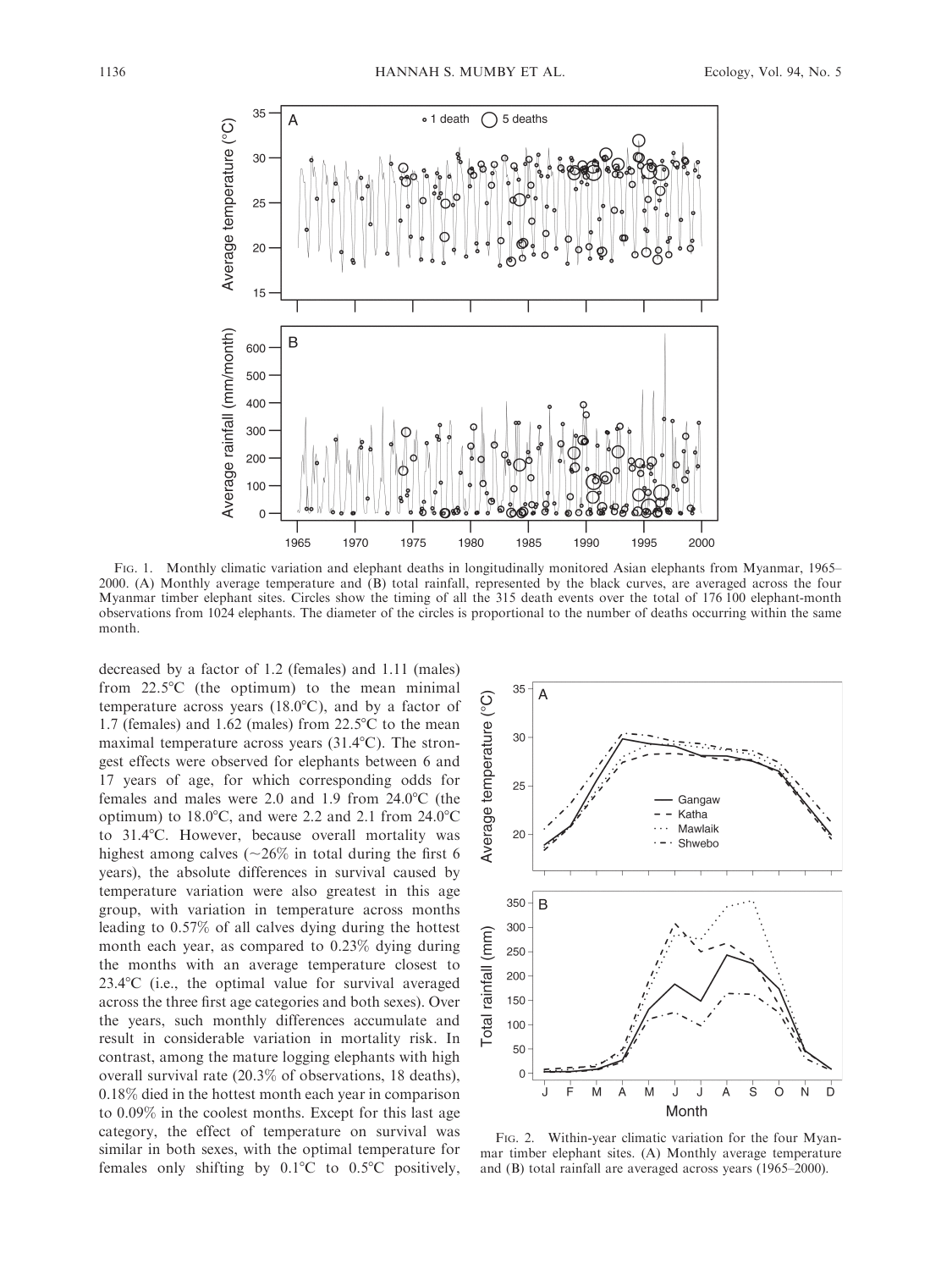A
• 1 death ◯ 5 deaths
Average temperature (°C)
35
30
25
20
15

B
Average rainfall (mm/month)
600
500
400
300
200
100
0
1965 1970 1975 1980 1985 1990 1995 2000

Fig. 1. Monthly climatic variation and elephant deaths in longitudinally monitored Asian elephants from Myanmar, 1965–2000. (A) Monthly average temperature and (B) total rainfall, represented by the black curves, are averaged across the four Myanmar timber elephant sites. Circles show the timing of all the 315 death events over the total of 176 100 elephant-month observations from 1024 elephants. The diameter of the circles is proportional to the number of deaths occurring within the same month.

decreased by a factor of 1.2 (females) and 1.11 (males) from 22.5°C (the optimum) to the mean minimal temperature across years (18.0°C), and by a factor of 1.7 (females) and 1.62 (males) from 22.5°C to the mean maximal temperature across years (31.4°C). The strongest effects were observed for elephants between 6 and 17 years of age, for which corresponding odds for females and males were 2.0 and 1.9 from 24.0°C (the optimum) to 18.0°C, and were 2.2 and 2.1 from 24.0°C to 31.4°C. However, because overall mortality was highest among calves (~26% in total during the first 6 years), the absolute differences in survival caused by temperature variation were also greatest in this age group, with variation in temperature across months leading to 0.57% of all calves dying during the hottest month each year, as compared to 0.23% dying during the months with an average temperature closest to 23.4°C (i.e., the optimal value for survival averaged across the three first age categories and both sexes). Over the years, such monthly differences accumulate and result in considerable variation in mortality risk. In contrast, among the mature logging elephants with high overall survival rate (20.3% of observations, 18 deaths), 0.18% died in the hottest month each year in comparison to 0.09% in the coolest months. Except for this last age category, the effect of temperature on survival was similar in both sexes, with the optimal temperature for females only shifting by 0.1°C to 0.5°C positively,

A
Average temperature (°C)
35
30
25
20
Gangaw
Katha
Mawlaik
Shwebo

B
Total rainfall (mm)
350
300
250
200
150
100
50
0
J F M A M J J A S O N D
Month

Fig. 2. Within-year climatic variation for the four Myanmar timber elephant sites. (A) Monthly average temperature and (B) total rainfall are averaged across years (1965–2000).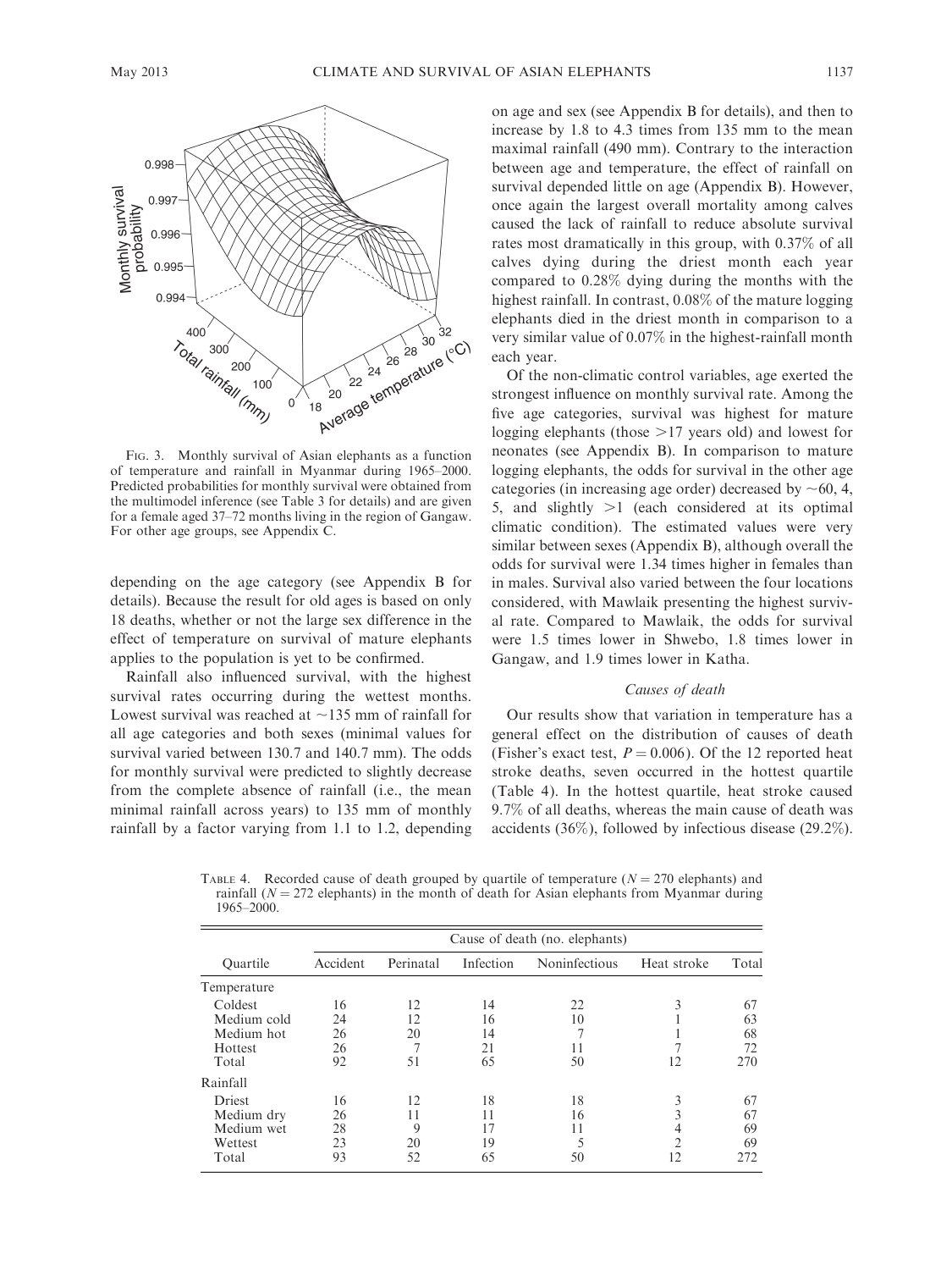Monthly survival probability

0.998
0.997
0.996
0.995
0.994

400
300
200
100
0
Total rainfall (mm)

18
20
22
24
26
28
30
32
Average temperature (°C)

FIG. 3. Monthly survival of Asian elephants as a function of temperature and rainfall in Myanmar during 1965–2000. Predicted probabilities for monthly survival were obtained from the multimodel inference (see Table 3 for details) and are given for a female aged 37–72 months living in the region of Gangaw. For other age groups, see Appendix C.

depending on the age category (see Appendix B for details). Because the result for old ages is based on only 18 deaths, whether or not the large sex difference in the effect of temperature on survival of mature elephants applies to the population is yet to be confirmed.

Rainfall also influenced survival, with the highest survival rates occurring during the wettest months. Lowest survival was reached at ~135 mm of rainfall for all age categories and both sexes (minimal values for survival varied between 130.7 and 140.7 mm). The odds for monthly survival were predicted to slightly decrease from the complete absence of rainfall (i.e., the mean minimal rainfall across years) to 135 mm of monthly rainfall by a factor varying from 1.1 to 1.2, depending on age and sex (see Appendix B for details), and then to increase by 1.8 to 4.3 times from 135 mm to the mean maximal rainfall (490 mm). Contrary to the interaction between age and temperature, the effect of rainfall on survival depended little on age (Appendix B). However, once again the largest overall mortality among calves caused the lack of rainfall to reduce absolute survival rates most dramatically in this group, with 0.37% of all calves dying during the driest month each year compared to 0.28% dying during the months with the highest rainfall. In contrast, 0.08% of the mature logging elephants died in the driest month in comparison to a very similar value of 0.07% in the highest-rainfall month each year.

Of the non-climatic control variables, age exerted the strongest influence on monthly survival rate. Among the five age categories, survival was highest for mature logging elephants (those >17 years old) and lowest for neonates (see Appendix B). In comparison to mature logging elephants, the odds for survival in the other age categories (in increasing age order) decreased by ~60, 4, 5, and slightly >1 (each considered at its optimal climatic condition). The estimated values were very similar between sexes (Appendix B), although overall the odds for survival were 1.34 times higher in females than in males. Survival also varied between the four locations considered, with Mawlaik presenting the highest survival rate. Compared to Mawlaik, the odds for survival were 1.5 times lower in Shwebo, 1.8 times lower in Gangaw, and 1.9 times lower in Katha.

### *Causes of death*

Our results show that variation in temperature has a general effect on the distribution of causes of death (Fisher's exact test, $P = 0.006$). Of the 12 reported heat stroke deaths, seven occurred in the hottest quartile (Table 4). In the hottest quartile, heat stroke caused 9.7% of all deaths, whereas the main cause of death was accidents (36%), followed by infectious disease (29.2%).

TABLE 4. Recorded cause of death grouped by quartile of temperature ($N = 270$ elephants) and rainfall ($N = 272$ elephants) in the month of death for Asian elephants from Myanmar during 1965–2000.

| | Cause of death (no. elephants) | | | | | |
|---|---|---|---|---|---|---|
| Quartile | Accident | Perinatal | Infection | Noninfectious | Heat stroke | Total |
| Temperature | | | | | | |
| Coldest | 16 | 12 | 14 | 22 | 3 | 67 |
| Medium cold | 24 | 12 | 16 | 10 | 1 | 63 |
| Medium hot | 26 | 20 | 14 | 7 | 1 | 68 |
| Hottest | 26 | 7 | 21 | 11 | 7 | 72 |
| Total | 92 | 51 | 65 | 50 | 12 | 270 |
| Rainfall | | | | | | |
| Driest | 16 | 12 | 18 | 18 | 3 | 67 |
| Medium dry | 26 | 11 | 11 | 16 | 3 | 67 |
| Medium wet | 28 | 9 | 17 | 11 | 4 | 69 |
| Wettest | 23 | 20 | 19 | 5 | 2 | 69 |
| Total | 93 | 52 | 65 | 50 | 12 | 272 |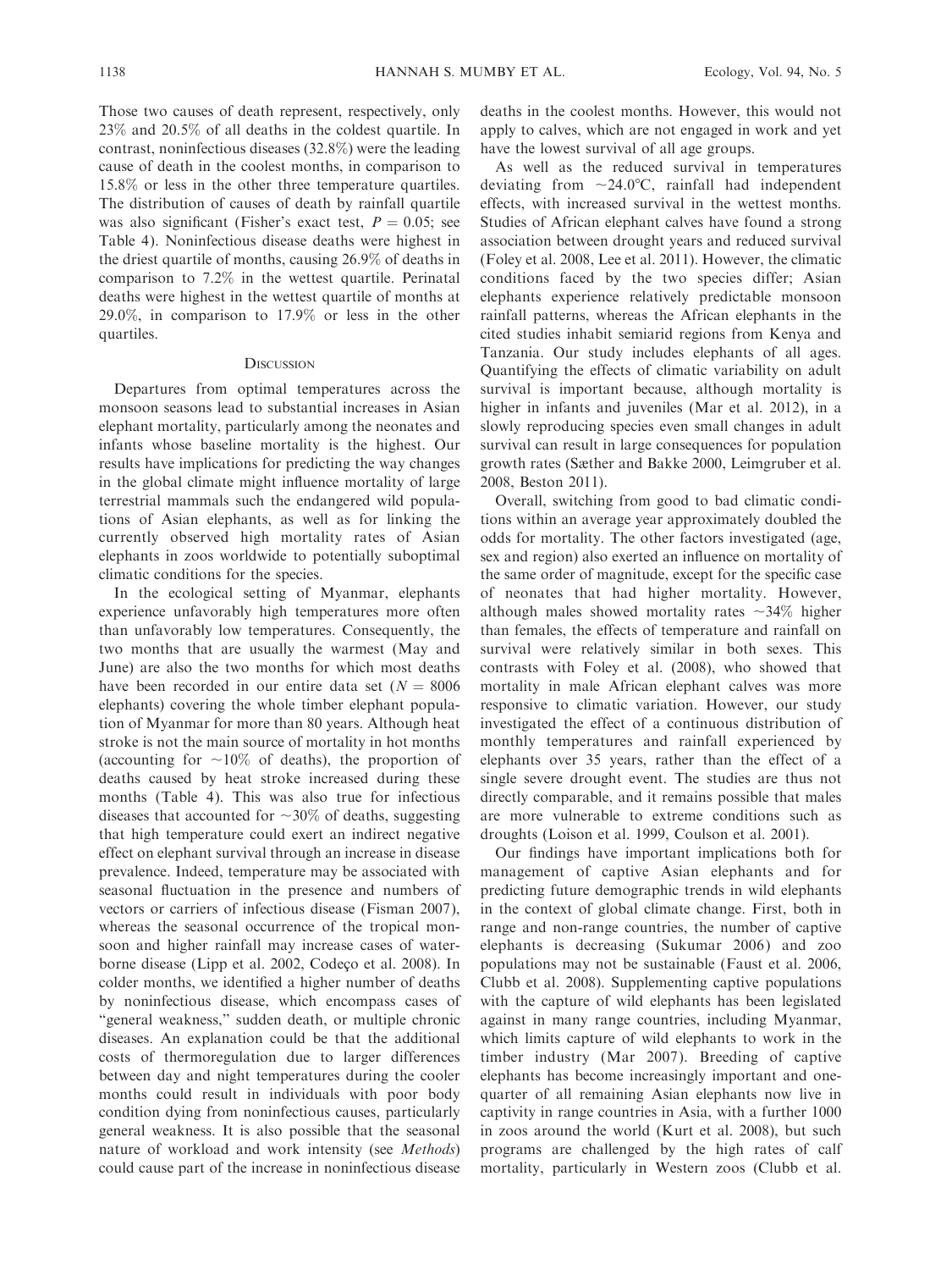Those two causes of death represent, respectively, only 23% and 20.5% of all deaths in the coldest quartile. In contrast, noninfectious diseases (32.8%) were the leading cause of death in the coolest months, in comparison to 15.8% or less in the other three temperature quartiles. The distribution of causes of death by rainfall quartile was also significant (Fisher's exact test, $P = 0.05$; see Table 4). Noninfectious disease deaths were highest in the driest quartile of months, causing 26.9% of deaths in comparison to 7.2% in the wettest quartile. Perinatal deaths were highest in the wettest quartile of months at 29.0%, in comparison to 17.9% or less in the other quartiles.

## Discussion

Departures from optimal temperatures across the monsoon seasons lead to substantial increases in Asian elephant mortality, particularly among the neonates and infants whose baseline mortality is the highest. Our results have implications for predicting the way changes in the global climate might influence mortality of large terrestrial mammals such the endangered wild populations of Asian elephants, as well as for linking the currently observed high mortality rates of Asian elephants in zoos worldwide to potentially suboptimal climatic conditions for the species.

In the ecological setting of Myanmar, elephants experience unfavorably high temperatures more often than unfavorably low temperatures. Consequently, the two months that are usually the warmest (May and June) are also the two months for which most deaths have been recorded in our entire data set ($N = 8006$ elephants) covering the whole timber elephant population of Myanmar for more than 80 years. Although heat stroke is not the main source of mortality in hot months (accounting for ~10% of deaths), the proportion of deaths caused by heat stroke increased during these months (Table 4). This was also true for infectious diseases that accounted for ~30% of deaths, suggesting that high temperature could exert an indirect negative effect on elephant survival through an increase in disease prevalence. Indeed, temperature may be associated with seasonal fluctuation in the presence and numbers of vectors or carriers of infectious disease (Fisman 2007), whereas the seasonal occurrence of the tropical monsoon and higher rainfall may increase cases of waterborne disease (Lipp et al. 2002, Codeço et al. 2008). In colder months, we identified a higher number of deaths by noninfectious disease, which encompass cases of "general weakness," sudden death, or multiple chronic diseases. An explanation could be that the additional costs of thermoregulation due to larger differences between day and night temperatures during the cooler months could result in individuals with poor body condition dying from noninfectious causes, particularly general weakness. It is also possible that the seasonal nature of workload and work intensity (see *Methods*) could cause part of the increase in noninfectious disease deaths in the coolest months. However, this would not apply to calves, which are not engaged in work and yet have the lowest survival of all age groups.

As well as the reduced survival in temperatures deviating from ~24.0°C, rainfall had independent effects, with increased survival in the wettest months. Studies of African elephant calves have found a strong association between drought years and reduced survival (Foley et al. 2008, Lee et al. 2011). However, the climatic conditions faced by the two species differ; Asian elephants experience relatively predictable monsoon rainfall patterns, whereas the African elephants in the cited studies inhabit semiarid regions from Kenya and Tanzania. Our study includes elephants of all ages. Quantifying the effects of climatic variability on adult survival is important because, although mortality is higher in infants and juveniles (Mar et al. 2012), in a slowly reproducing species even small changes in adult survival can result in large consequences for population growth rates (Sæther and Bakke 2000, Leimgruber et al. 2008, Beston 2011).

Overall, switching from good to bad climatic conditions within an average year approximately doubled the odds for mortality. The other factors investigated (age, sex and region) also exerted an influence on mortality of the same order of magnitude, except for the specific case of neonates that had higher mortality. However, although males showed mortality rates ~34% higher than females, the effects of temperature and rainfall on survival were relatively similar in both sexes. This contrasts with Foley et al. (2008), who showed that mortality in male African elephant calves was more responsive to climatic variation. However, our study investigated the effect of a continuous distribution of monthly temperatures and rainfall experienced by elephants over 35 years, rather than the effect of a single severe drought event. The studies are thus not directly comparable, and it remains possible that males are more vulnerable to extreme conditions such as droughts (Loison et al. 1999, Coulson et al. 2001).

Our findings have important implications both for management of captive Asian elephants and for predicting future demographic trends in wild elephants in the context of global climate change. First, both in range and non-range countries, the number of captive elephants is decreasing (Sukumar 2006) and zoo populations may not be sustainable (Faust et al. 2006, Clubb et al. 2008). Supplementing captive populations with the capture of wild elephants has been legislated against in many range countries, including Myanmar, which limits capture of wild elephants to work in the timber industry (Mar 2007). Breeding of captive elephants has become increasingly important and one-quarter of all remaining Asian elephants now live in captivity in range countries in Asia, with a further 1000 in zoos around the world (Kurt et al. 2008), but such programs are challenged by the high rates of calf mortality, particularly in Western zoos (Clubb et al.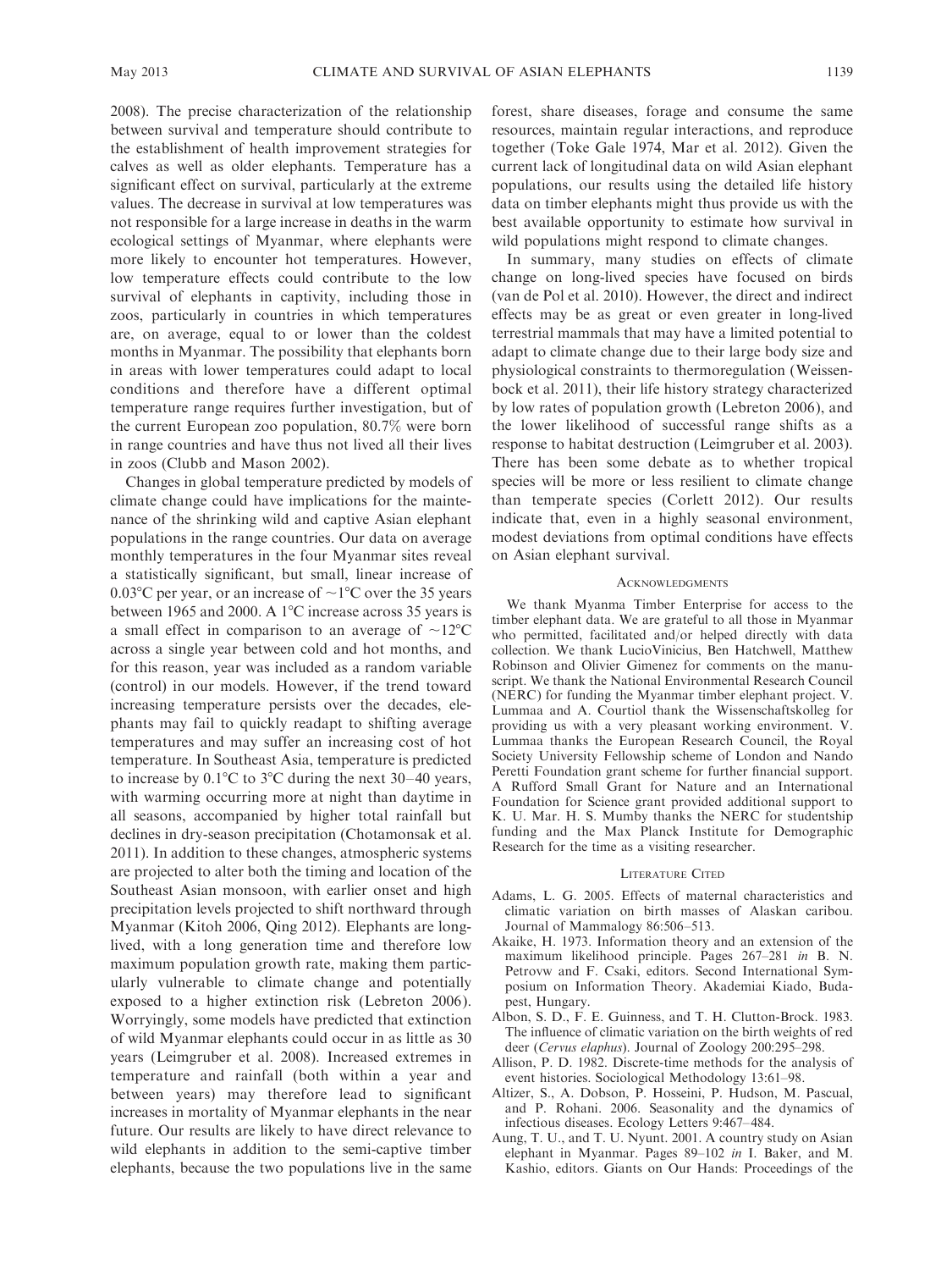2008). The precise characterization of the relationship between survival and temperature should contribute to the establishment of health improvement strategies for calves as well as older elephants. Temperature has a significant effect on survival, particularly at the extreme values. The decrease in survival at low temperatures was not responsible for a large increase in deaths in the warm ecological settings of Myanmar, where elephants were more likely to encounter hot temperatures. However, low temperature effects could contribute to the low survival of elephants in captivity, including those in zoos, particularly in countries in which temperatures are, on average, equal to or lower than the coldest months in Myanmar. The possibility that elephants born in areas with lower temperatures could adapt to local conditions and therefore have a different optimal temperature range requires further investigation, but of the current European zoo population, 80.7% were born in range countries and have thus not lived all their lives in zoos (Clubb and Mason 2002).

Changes in global temperature predicted by models of climate change could have implications for the maintenance of the shrinking wild and captive Asian elephant populations in the range countries. Our data on average monthly temperatures in the four Myanmar sites reveal a statistically significant, but small, linear increase of 0.03°C per year, or an increase of ~1°C over the 35 years between 1965 and 2000. A 1°C increase across 35 years is a small effect in comparison to an average of ~12°C across a single year between cold and hot months, and for this reason, year was included as a random variable (control) in our models. However, if the trend toward increasing temperature persists over the decades, elephants may fail to quickly readapt to shifting average temperatures and may suffer an increasing cost of hot temperature. In Southeast Asia, temperature is predicted to increase by 0.1°C to 3°C during the next 30–40 years, with warming occurring more at night than daytime in all seasons, accompanied by higher total rainfall but declines in dry-season precipitation (Chotamonsak et al. 2011). In addition to these changes, atmospheric systems are projected to alter both the timing and location of the Southeast Asian monsoon, with earlier onset and high precipitation levels projected to shift northward through Myanmar (Kitoh 2006, Qing 2012). Elephants are long-lived, with a long generation time and therefore low maximum population growth rate, making them particularly vulnerable to climate change and potentially exposed to a higher extinction risk (Lebreton 2006). Worryingly, some models have predicted that extinction of wild Myanmar elephants could occur in as little as 30 years (Leimgruber et al. 2008). Increased extremes in temperature and rainfall (both within a year and between years) may therefore lead to significant increases in mortality of Myanmar elephants in the near future. Our results are likely to have direct relevance to wild elephants in addition to the semi-captive timber elephants, because the two populations live in the same forest, share diseases, forage and consume the same resources, maintain regular interactions, and reproduce together (Toke Gale 1974, Mar et al. 2012). Given the current lack of longitudinal data on wild Asian elephant populations, our results using the detailed life history data on timber elephants might thus provide us with the best available opportunity to estimate how survival in wild populations might respond to climate changes.

In summary, many studies on effects of climate change on long-lived species have focused on birds (van de Pol et al. 2010). However, the direct and indirect effects may be as great or even greater in long-lived terrestrial mammals that may have a limited potential to adapt to climate change due to their large body size and physiological constraints to thermoregulation (Weissenbock et al. 2011), their life history strategy characterized by low rates of population growth (Lebreton 2006), and the lower likelihood of successful range shifts as a response to habitat destruction (Leimgruber et al. 2003). There has been some debate as to whether tropical species will be more or less resilient to climate change than temperate species (Corlett 2012). Our results indicate that, even in a highly seasonal environment, modest deviations from optimal conditions have effects on Asian elephant survival.

## Acknowledgments

We thank Myanma Timber Enterprise for access to the timber elephant data. We are grateful to all those in Myanmar who permitted, facilitated and/or helped directly with data collection. We thank LucioVinicius, Ben Hatchwell, Matthew Robinson and Olivier Gimenez for comments on the manuscript. We thank the National Environmental Research Council (NERC) for funding the Myanmar timber elephant project. V. Lummaa and A. Courtiol thank the Wissenschaftskolleg for providing us with a very pleasant working environment. V. Lummaa thanks the European Research Council, the Royal Society University Fellowship scheme of London and Nando Peretti Foundation grant scheme for further financial support. A Rufford Small Grant for Nature and an International Foundation for Science grant provided additional support to K. U. Mar. H. S. Mumby thanks the NERC for studentship funding and the Max Planck Institute for Demographic Research for the time as a visiting researcher.

## Literature Cited

Adams, L. G. 2005. Effects of maternal characteristics and climatic variation on birth masses of Alaskan caribou. Journal of Mammalogy 86:506–513.

Akaike, H. 1973. Information theory and an extension of the maximum likelihood principle. Pages 267–281 *in* B. N. Petrovw and F. Csaki, editors. Second International Symposium on Information Theory. Akademiai Kiado, Budapest, Hungary.

Albon, S. D., F. E. Guinness, and T. H. Clutton-Brock. 1983. The influence of climatic variation on the birth weights of red deer (*Cervus elaphus*). Journal of Zoology 200:295–298.

Allison, P. D. 1982. Discrete-time methods for the analysis of event histories. Sociological Methodology 13:61–98.

Altizer, S., A. Dobson, P. Hosseini, P. Hudson, M. Pascual, and P. Rohani. 2006. Seasonality and the dynamics of infectious diseases. Ecology Letters 9:467–484.

Aung, T. U., and T. U. Nyunt. 2001. A country study on Asian elephant in Myanmar. Pages 89–102 *in* I. Baker, and M. Kashio, editors. Giants on Our Hands: Proceedings of the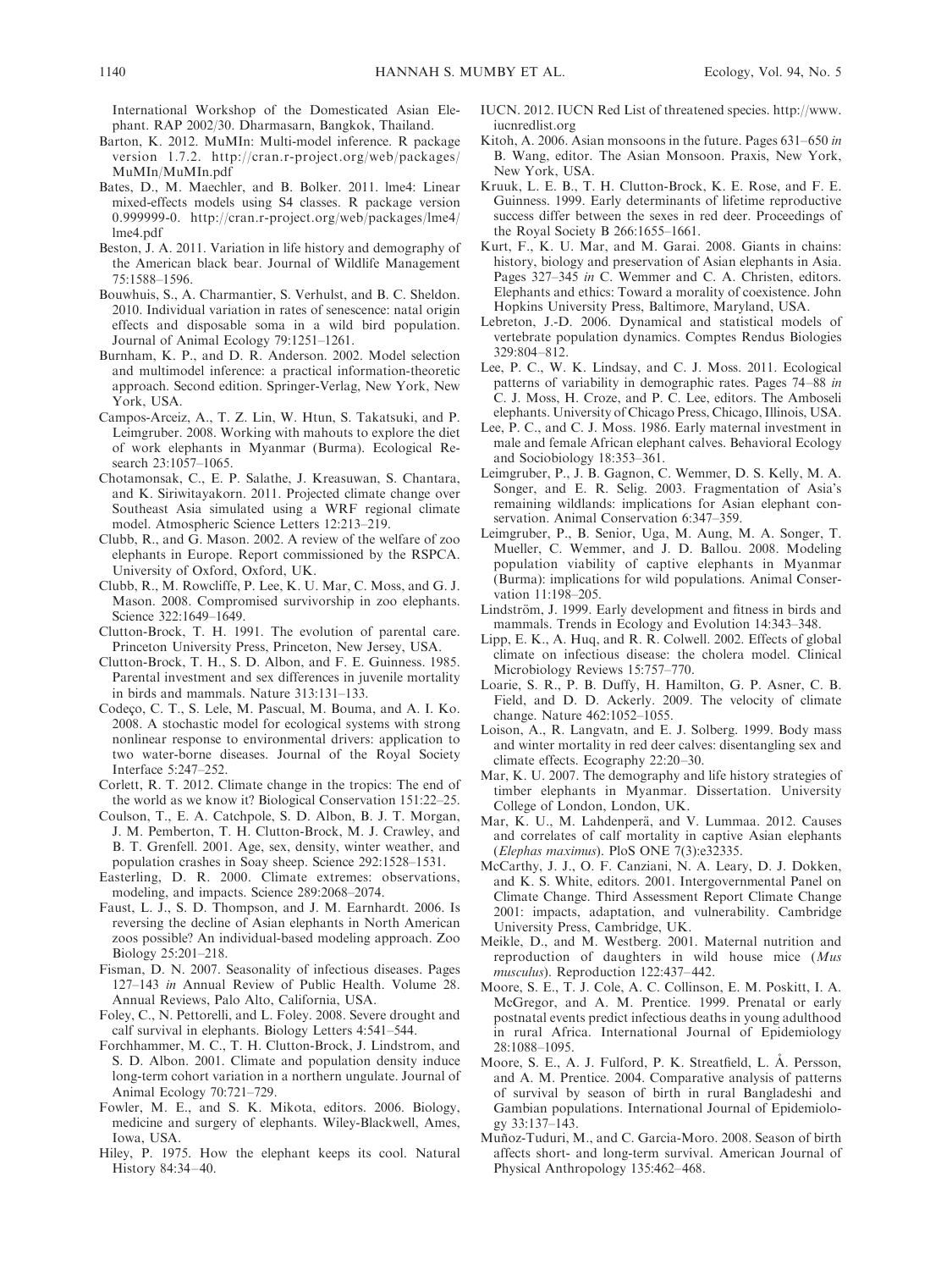International Workshop of the Domesticated Asian Elephant. RAP 2002/30. Dharmasarn, Bangkok, Thailand.

Barton, K. 2012. MuMIn: Multi-model inference. R package version 1.7.2. http://cran.r-project.org/web/packages/MuMIn/MuMIn.pdf

Bates, D., M. Maechler, and B. Bolker. 2011. lme4: Linear mixed-effects models using S4 classes. R package version 0.999999-0. http://cran.r-project.org/web/packages/lme4/lme4.pdf

Beston, J. A. 2011. Variation in life history and demography of the American black bear. Journal of Wildlife Management 75:1588–1596.

Bouwhuis, S., A. Charmantier, S. Verhulst, and B. C. Sheldon. 2010. Individual variation in rates of senescence: natal origin effects and disposable soma in a wild bird population. Journal of Animal Ecology 79:1251–1261.

Burnham, K. P., and D. R. Anderson. 2002. Model selection and multimodel inference: a practical information-theoretic approach. Second edition. Springer-Verlag, New York, New York, USA.

Campos-Arceiz, A., T. Z. Lin, W. Htun, S. Takatsuki, and P. Leimgruber. 2008. Working with mahouts to explore the diet of work elephants in Myanmar (Burma). Ecological Research 23:1057–1065.

Chotamonsak, C., E. P. Salathe, J. Kreasuwan, S. Chantara, and K. Siriwitayakorn. 2011. Projected climate change over Southeast Asia simulated using a WRF regional climate model. Atmospheric Science Letters 12:213–219.

Clubb, R., and G. Mason. 2002. A review of the welfare of zoo elephants in Europe. Report commissioned by the RSPCA. University of Oxford, Oxford, UK.

Clubb, R., M. Rowcliffe, P. Lee, K. U. Mar, C. Moss, and G. J. Mason. 2008. Compromised survivorship in zoo elephants. Science 322:1649–1649.

Clutton-Brock, T. H. 1991. The evolution of parental care. Princeton University Press, Princeton, New Jersey, USA.

Clutton-Brock, T. H., S. D. Albon, and F. E. Guinness. 1985. Parental investment and sex differences in juvenile mortality in birds and mammals. Nature 313:131–133.

Codeço, C. T., S. Lele, M. Pascual, M. Bouma, and A. I. Ko. 2008. A stochastic model for ecological systems with strong nonlinear response to environmental drivers: application to two water-borne diseases. Journal of the Royal Society Interface 5:247–252.

Corlett, R. T. 2012. Climate change in the tropics: The end of the world as we know it? Biological Conservation 151:22–25.

Coulson, T., E. A. Catchpole, S. D. Albon, B. J. T. Morgan, J. M. Pemberton, T. H. Clutton-Brock, M. J. Crawley, and B. T. Grenfell. 2001. Age, sex, density, winter weather, and population crashes in Soay sheep. Science 292:1528–1531.

Easterling, D. R. 2000. Climate extremes: observations, modeling, and impacts. Science 289:2068–2074.

Faust, L. J., S. D. Thompson, and J. M. Earnhardt. 2006. Is reversing the decline of Asian elephants in North American zoos possible? An individual-based modeling approach. Zoo Biology 25:201–218.

Fisman, D. N. 2007. Seasonality of infectious diseases. Pages 127–143 *in* Annual Review of Public Health. Volume 28. Annual Reviews, Palo Alto, California, USA.

Foley, C., N. Pettorelli, and L. Foley. 2008. Severe drought and calf survival in elephants. Biology Letters 4:541–544.

Forchhammer, M. C., T. H. Clutton-Brock, J. Lindstrom, and S. D. Albon. 2001. Climate and population density induce long-term cohort variation in a northern ungulate. Journal of Animal Ecology 70:721–729.

Fowler, M. E., and S. K. Mikota, editors. 2006. Biology, medicine and surgery of elephants. Wiley-Blackwell, Ames, Iowa, USA.

Hiley, P. 1975. How the elephant keeps its cool. Natural History 84:34–40.

IUCN. 2012. IUCN Red List of threatened species. http://www.iucnredlist.org

Kitoh, A. 2006. Asian monsoons in the future. Pages 631–650 *in* B. Wang, editor. The Asian Monsoon. Praxis, New York, New York, USA.

Kruuk, L. E. B., T. H. Clutton-Brock, K. E. Rose, and F. E. Guinness. 1999. Early determinants of lifetime reproductive success differ between the sexes in red deer. Proceedings of the Royal Society B 266:1655–1661.

Kurt, F., K. U. Mar, and M. Garai. 2008. Giants in chains: history, biology and preservation of Asian elephants in Asia. Pages 327–345 *in* C. Wemmer and C. A. Christen, editors. Elephants and ethics: Toward a morality of coexistence. John Hopkins University Press, Baltimore, Maryland, USA.

Lebreton, J.-D. 2006. Dynamical and statistical models of vertebrate population dynamics. Comptes Rendus Biologies 329:804–812.

Lee, P. C., W. K. Lindsay, and C. J. Moss. 2011. Ecological patterns of variability in demographic rates. Pages 74–88 *in* C. J. Moss, H. Croze, and P. C. Lee, editors. The Amboseli elephants. University of Chicago Press, Chicago, Illinois, USA.

Lee, P. C., and C. J. Moss. 1986. Early maternal investment in male and female African elephant calves. Behavioral Ecology and Sociobiology 18:353–361.

Leimgruber, P., J. B. Gagnon, C. Wemmer, D. S. Kelly, M. A. Songer, and E. R. Selig. 2003. Fragmentation of Asia's remaining wildlands: implications for Asian elephant conservation. Animal Conservation 6:347–359.

Leimgruber, P., B. Senior, Uga, M. Aung, M. A. Songer, T. Mueller, C. Wemmer, and J. D. Ballou. 2008. Modeling population viability of captive elephants in Myanmar (Burma): implications for wild populations. Animal Conservation 11:198–205.

Lindström, J. 1999. Early development and fitness in birds and mammals. Trends in Ecology and Evolution 14:343–348.

Lipp, E. K., A. Huq, and R. R. Colwell. 2002. Effects of global climate on infectious disease: the cholera model. Clinical Microbiology Reviews 15:757–770.

Loarie, S. R., P. B. Duffy, H. Hamilton, G. P. Asner, C. B. Field, and D. D. Ackerly. 2009. The velocity of climate change. Nature 462:1052–1055.

Loison, A., R. Langvatn, and E. J. Solberg. 1999. Body mass and winter mortality in red deer calves: disentangling sex and climate effects. Ecography 22:20–30.

Mar, K. U. 2007. The demography and life history strategies of timber elephants in Myanmar. Dissertation. University College of London, London, UK.

Mar, K. U., M. Lahdenperä, and V. Lummaa. 2012. Causes and correlates of calf mortality in captive Asian elephants (*Elephas maximus*). PloS ONE 7(3):e32335.

McCarthy, J. J., O. F. Canziani, N. A. Leary, D. J. Dokken, and K. S. White, editors. 2001. Intergovernmental Panel on Climate Change. Third Assessment Report Climate Change 2001: impacts, adaptation, and vulnerability. Cambridge University Press, Cambridge, UK.

Meikle, D., and M. Westberg. 2001. Maternal nutrition and reproduction of daughters in wild house mice (*Mus musculus*). Reproduction 122:437–442.

Moore, S. E., T. J. Cole, A. C. Collinson, E. M. Poskitt, I. A. McGregor, and A. M. Prentice. 1999. Prenatal or early postnatal events predict infectious deaths in young adulthood in rural Africa. International Journal of Epidemiology 28:1088–1095.

Moore, S. E., A. J. Fulford, P. K. Streatfield, L. Å. Persson, and A. M. Prentice. 2004. Comparative analysis of patterns of survival by season of birth in rural Bangladeshi and Gambian populations. International Journal of Epidemiology 33:137–143.

Muñoz-Tuduri, M., and C. Garcia-Moro. 2008. Season of birth affects short- and long-term survival. American Journal of Physical Anthropology 135:462–468.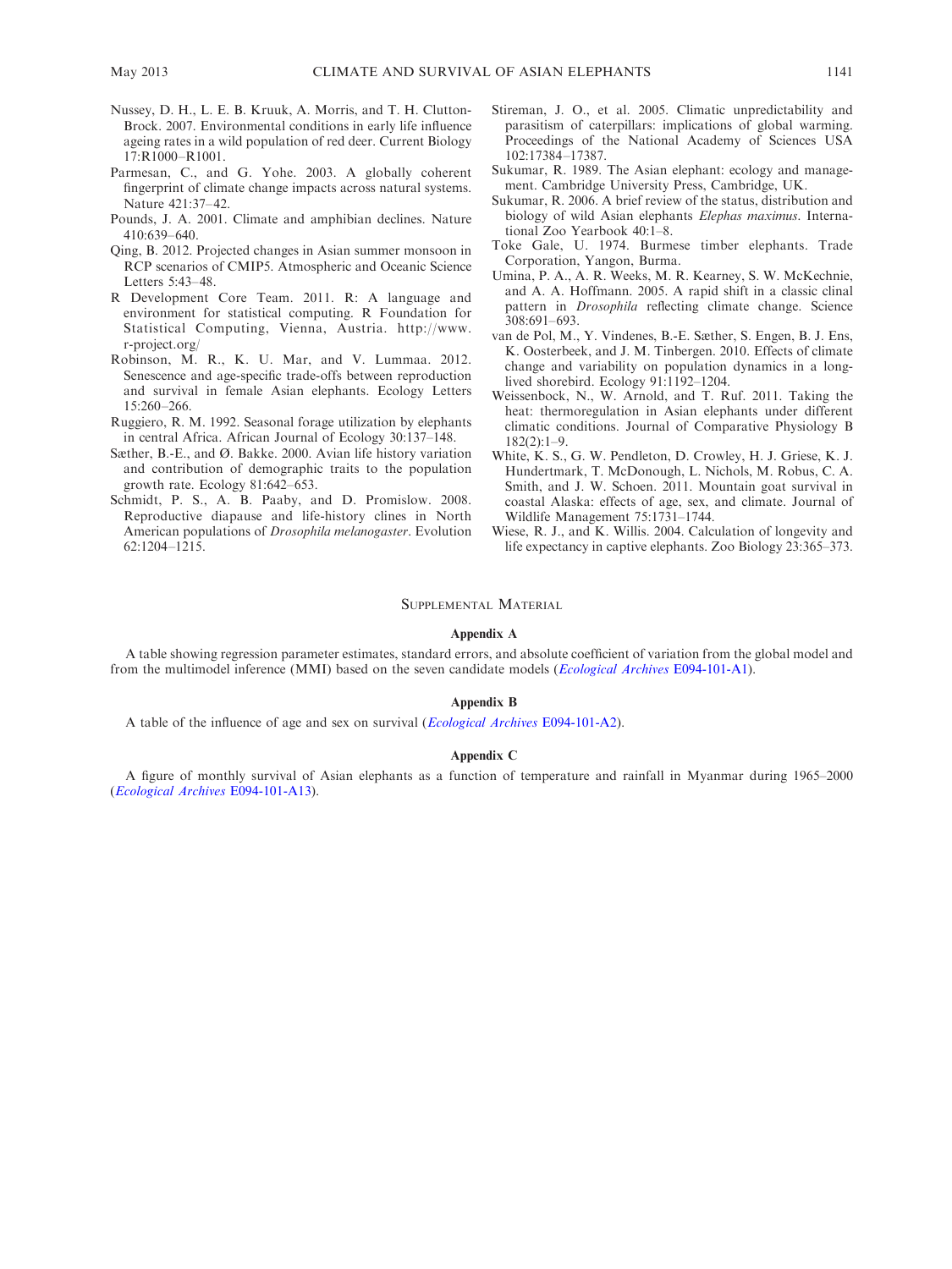Nussey, D. H., L. E. B. Kruuk, A. Morris, and T. H. Clutton-Brock. 2007. Environmental conditions in early life influence ageing rates in a wild population of red deer. Current Biology 17:R1000–R1001.

Parmesan, C., and G. Yohe. 2003. A globally coherent fingerprint of climate change impacts across natural systems. Nature 421:37–42.

Pounds, J. A. 2001. Climate and amphibian declines. Nature 410:639–640.

Qing, B. 2012. Projected changes in Asian summer monsoon in RCP scenarios of CMIP5. Atmospheric and Oceanic Science Letters 5:43–48.

R Development Core Team. 2011. R: A language and environment for statistical computing. R Foundation for Statistical Computing, Vienna, Austria. http://www.r-project.org/

Robinson, M. R., K. U. Mar, and V. Lummaa. 2012. Senescence and age-specific trade-offs between reproduction and survival in female Asian elephants. Ecology Letters 15:260–266.

Ruggiero, R. M. 1992. Seasonal forage utilization by elephants in central Africa. African Journal of Ecology 30:137–148.

Sæther, B.-E., and Ø. Bakke. 2000. Avian life history variation and contribution of demographic traits to the population growth rate. Ecology 81:642–653.

Schmidt, P. S., A. B. Paaby, and D. Promislow. 2008. Reproductive diapause and life-history clines in North American populations of *Drosophila melanogaster*. Evolution 62:1204–1215.

Stireman, J. O., et al. 2005. Climatic unpredictability and parasitism of caterpillars: implications of global warming. Proceedings of the National Academy of Sciences USA 102:17384–17387.

Sukumar, R. 1989. The Asian elephant: ecology and management. Cambridge University Press, Cambridge, UK.

Sukumar, R. 2006. A brief review of the status, distribution and biology of wild Asian elephants *Elephas maximus*. International Zoo Yearbook 40:1–8.

Toke Gale, U. 1974. Burmese timber elephants. Trade Corporation, Yangon, Burma.

Umina, P. A., A. R. Weeks, M. R. Kearney, S. W. McKechnie, and A. A. Hoffmann. 2005. A rapid shift in a classic clinal pattern in *Drosophila* reflecting climate change. Science 308:691–693.

van de Pol, M., Y. Vindenes, B.-E. Sæther, S. Engen, B. J. Ens, K. Oosterbeek, and J. M. Tinbergen. 2010. Effects of climate change and variability on population dynamics in a long-lived shorebird. Ecology 91:1192–1204.

Weissenbock, N., W. Arnold, and T. Ruf. 2011. Taking the heat: thermoregulation in Asian elephants under different climatic conditions. Journal of Comparative Physiology B 182(2):1–9.

White, K. S., G. W. Pendleton, D. Crowley, H. J. Griese, K. J. Hundertmark, T. McDonough, L. Nichols, M. Robus, C. A. Smith, and J. W. Schoen. 2011. Mountain goat survival in coastal Alaska: effects of age, sex, and climate. Journal of Wildlife Management 75:1731–1744.

Wiese, R. J., and K. Willis. 2004. Calculation of longevity and life expectancy in captive elephants. Zoo Biology 23:365–373.

## Supplemental Material

### Appendix A

A table showing regression parameter estimates, standard errors, and absolute coefficient of variation from the global model and from the multimodel inference (MMI) based on the seven candidate models (*Ecological Archives* E094-101-A1).

### Appendix B

A table of the influence of age and sex on survival (*Ecological Archives* E094-101-A2).

### Appendix C

A figure of monthly survival of Asian elephants as a function of temperature and rainfall in Myanmar during 1965–2000 (*Ecological Archives* E094-101-A13).